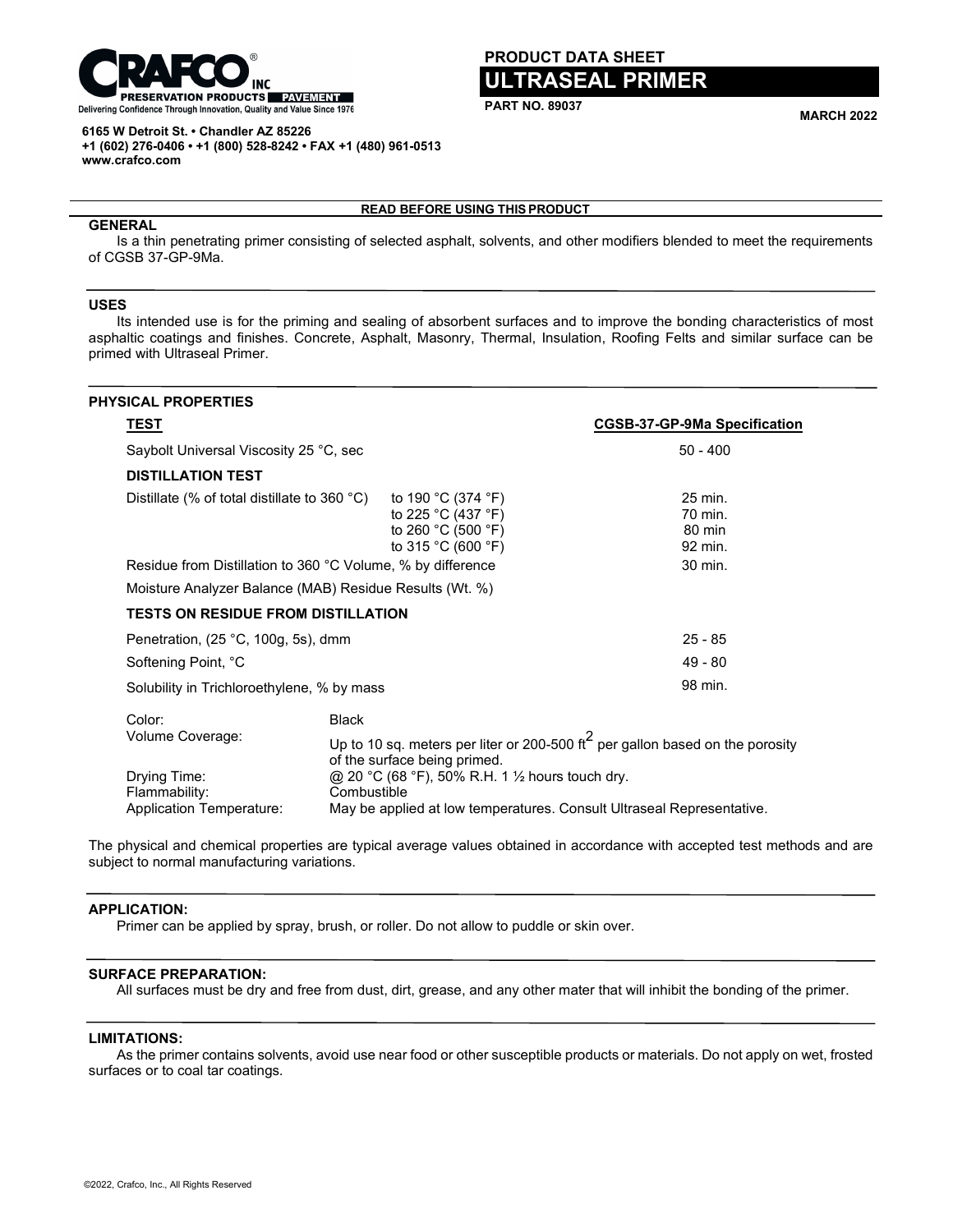CRAFCO INC

PRESERVATION PRODUCTS | PAVEMENT

Delivering Confidence Through Innovation, Quality and Value Since 1976

6165 W Detroit St. • Chandler AZ 85226
+1 (602) 276-0406 • +1 (800) 528-8242 • FAX +1 (480) 961-0513
www.crafco.com

**PRODUCT DATA SHEET**

# ULTRASEAL PRIMER

**PART NO. 89037**

**MARCH 2022**

**READ BEFORE USING THIS PRODUCT**

## GENERAL

Is a thin penetrating primer consisting of selected asphalt, solvents, and other modifiers blended to meet the requirements of CGSB 37-GP-9Ma.

## USES

Its intended use is for the priming and sealing of absorbent surfaces and to improve the bonding characteristics of most asphaltic coatings and finishes. Concrete, Asphalt, Masonry, Thermal, Insulation, Roofing Felts and similar surface can be primed with Ultraseal Primer.

## PHYSICAL PROPERTIES

| TEST | | CGSB-37-GP-9Ma Specification |
|---|---|---|
| Saybolt Universal Viscosity 25 °C, sec | | 50 - 400 |
| **DISTILLATION TEST** | | |
| Distillate (% of total distillate to 360 °C) | to 190 °C (374 °F) | 25 min. |
| | to 225 °C (437 °F) | 70 min. |
| | to 260 °C (500 °F) | 80 min |
| | to 315 °C (600 °F) | 92 min. |
| Residue from Distillation to 360 °C Volume, % by difference | | 30 min. |
| Moisture Analyzer Balance (MAB) Residue Results (Wt. %) | | |
| **TESTS ON RESIDUE FROM DISTILLATION** | | |
| Penetration, (25 °C, 100g, 5s), dmm | | 25 - 85 |
| Softening Point, °C | | 49 - 80 |
| Solubility in Trichloroethylene, % by mass | | 98 min. |

| | |
|---|---|
| Color: | Black |
| Volume Coverage: | Up to 10 sq. meters per liter or 200-500 $ft^2$ per gallon based on the porosity of the surface being primed. |
| Drying Time: | @ 20 °C (68 °F), 50% R.H. 1 ½ hours touch dry. |
| Flammability: | Combustible |
| Application Temperature: | May be applied at low temperatures. Consult Ultraseal Representative. |

The physical and chemical properties are typical average values obtained in accordance with accepted test methods and are subject to normal manufacturing variations.

## APPLICATION:

Primer can be applied by spray, brush, or roller. Do not allow to puddle or skin over.

## SURFACE PREPARATION:

All surfaces must be dry and free from dust, dirt, grease, and any other mater that will inhibit the bonding of the primer.

## LIMITATIONS:

As the primer contains solvents, avoid use near food or other susceptible products or materials. Do not apply on wet, frosted surfaces or to coal tar coatings.

©2022, Crafco, Inc., All Rights Reserved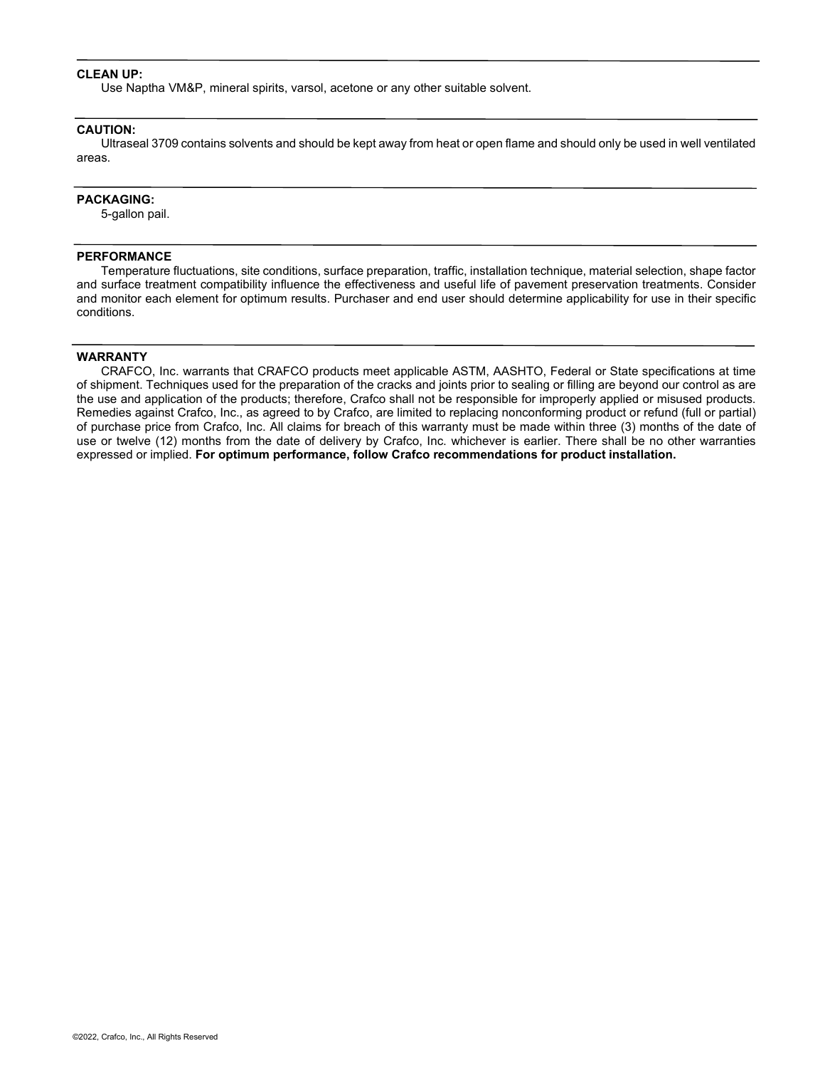**CLEAN UP:**

Use Naptha VM&P, mineral spirits, varsol, acetone or any other suitable solvent.

**CAUTION:**

Ultraseal 3709 contains solvents and should be kept away from heat or open flame and should only be used in well ventilated areas.

**PACKAGING:**

5-gallon pail.

**PERFORMANCE**

Temperature fluctuations, site conditions, surface preparation, traffic, installation technique, material selection, shape factor and surface treatment compatibility influence the effectiveness and useful life of pavement preservation treatments. Consider and monitor each element for optimum results. Purchaser and end user should determine applicability for use in their specific conditions.

**WARRANTY**

CRAFCO, Inc. warrants that CRAFCO products meet applicable ASTM, AASHTO, Federal or State specifications at time of shipment. Techniques used for the preparation of the cracks and joints prior to sealing or filling are beyond our control as are the use and application of the products; therefore, Crafco shall not be responsible for improperly applied or misused products. Remedies against Crafco, Inc., as agreed to by Crafco, are limited to replacing nonconforming product or refund (full or partial) of purchase price from Crafco, Inc. All claims for breach of this warranty must be made within three (3) months of the date of use or twelve (12) months from the date of delivery by Crafco, Inc. whichever is earlier. There shall be no other warranties expressed or implied. **For optimum performance, follow Crafco recommendations for product installation.**

©2022, Crafco, Inc., All Rights Reserved